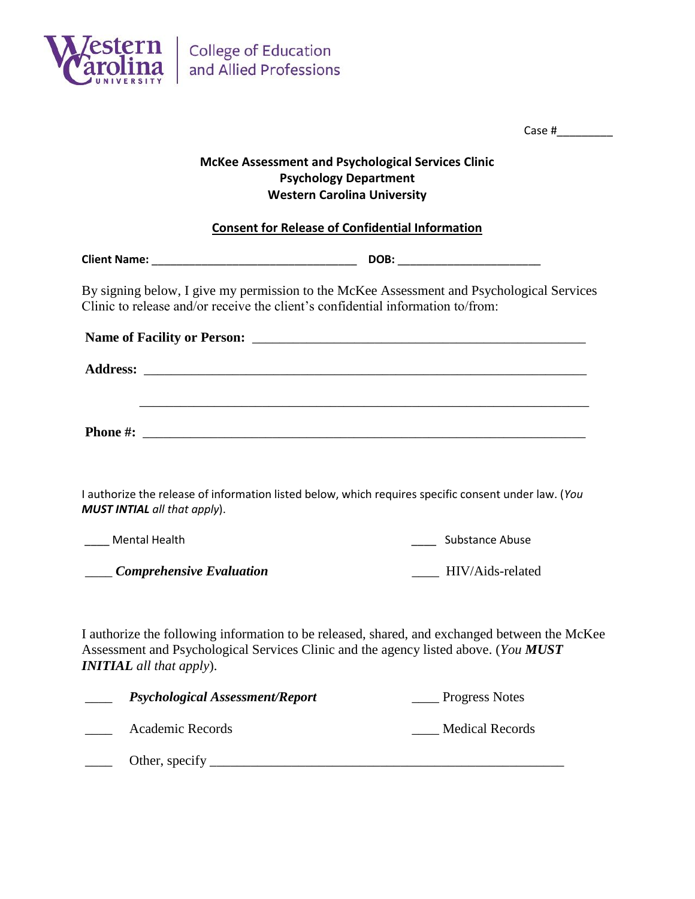Western Carolina University | College of Education and Allied Professions

Case #\_\_\_\_\_\_\_\_\_

**McKee Assessment and Psychological Services Clinic**
**Psychology Department**
**Western Carolina University**

**Consent for Release of Confidential Information**

**Client Name:** \_\_\_\_\_\_\_\_\_\_\_\_\_\_\_\_\_\_\_\_\_\_\_\_\_\_\_\_\_\_\_\_\_\_ **DOB:** \_\_\_\_\_\_\_\_\_\_\_\_\_\_\_\_\_\_\_\_\_\_\_\_

By signing below, I give my permission to the McKee Assessment and Psychological Services Clinic to release and/or receive the client's confidential information to/from:

**Name of Facility or Person:** \_\_\_\_\_\_\_\_\_\_\_\_\_\_\_\_\_\_\_\_\_\_\_\_\_\_\_\_\_\_\_\_\_\_\_\_\_\_\_\_\_\_\_\_\_\_\_\_\_\_

**Address:** \_\_\_\_\_\_\_\_\_\_\_\_\_\_\_\_\_\_\_\_\_\_\_\_\_\_\_\_\_\_\_\_\_\_\_\_\_\_\_\_\_\_\_\_\_\_\_\_\_\_\_\_\_\_\_\_\_\_\_\_\_\_\_\_\_\_

\_\_\_\_\_\_\_\_\_\_\_\_\_\_\_\_\_\_\_\_\_\_\_\_\_\_\_\_\_\_\_\_\_\_\_\_\_\_\_\_\_\_\_\_\_\_\_\_\_\_\_\_\_\_\_\_\_\_\_\_\_\_\_\_\_\_\_\_

**Phone #:** \_\_\_\_\_\_\_\_\_\_\_\_\_\_\_\_\_\_\_\_\_\_\_\_\_\_\_\_\_\_\_\_\_\_\_\_\_\_\_\_\_\_\_\_\_\_\_\_\_\_\_\_\_\_\_\_\_\_\_\_\_\_\_\_\_\_

I authorize the release of information listed below, which requires specific consent under law. (*You **MUST INTIAL** all that apply*).

\_\_\_\_ Mental Health

\_\_\_\_ Substance Abuse

\_\_\_\_ ***Comprehensive Evaluation***

\_\_\_\_ HIV/Aids-related

I authorize the following information to be released, shared, and exchanged between the McKee Assessment and Psychological Services Clinic and the agency listed above. (*You **MUST INITIAL** all that apply*).

\_\_\_\_ ***Psychological Assessment/Report***

\_\_\_\_ Progress Notes

\_\_\_\_ Academic Records

\_\_\_\_ Medical Records

\_\_\_\_ Other, specify \_\_\_\_\_\_\_\_\_\_\_\_\_\_\_\_\_\_\_\_\_\_\_\_\_\_\_\_\_\_\_\_\_\_\_\_\_\_\_\_\_\_\_\_\_\_\_\_\_\_\_\_\_\_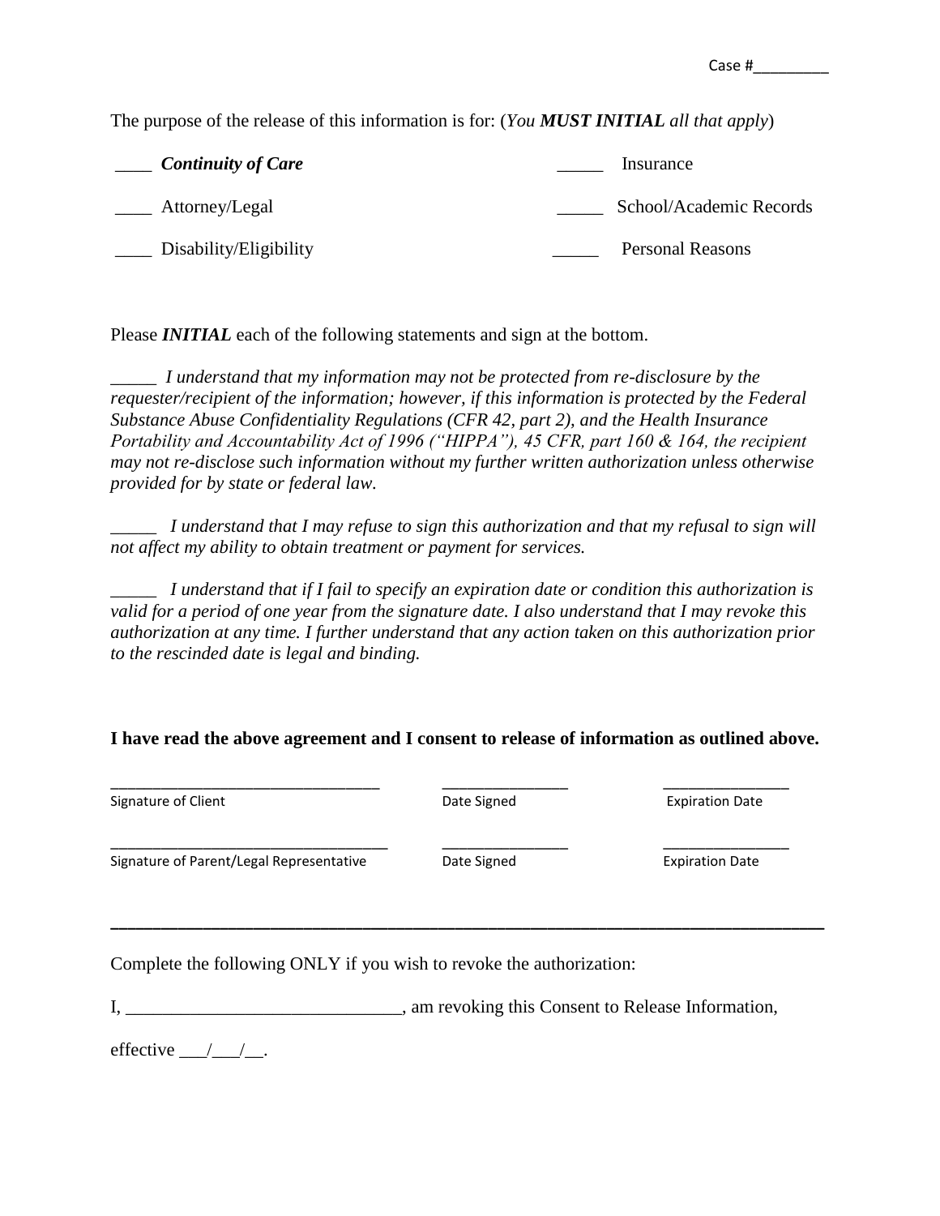Case #_________

The purpose of the release of this information is for: (*You **MUST INITIAL** all that apply*)

| | |
|---|---|
| ____ ***Continuity of Care*** | _____ Insurance |
| ____ Attorney/Legal | _____ School/Academic Records |
| ____ Disability/Eligibility | _____ Personal Reasons |

Please ***INITIAL*** each of the following statements and sign at the bottom.

_____ *I understand that my information may not be protected from re-disclosure by the requester/recipient of the information; however, if this information is protected by the Federal Substance Abuse Confidentiality Regulations (CFR 42, part 2), and the Health Insurance Portability and Accountability Act of 1996 ("HIPPA"), 45 CFR, part 160 & 164, the recipient may not re-disclose such information without my further written authorization unless otherwise provided for by state or federal law.*

_____ *I understand that I may refuse to sign this authorization and that my refusal to sign will not affect my ability to obtain treatment or payment for services.*

_____ *I understand that if I fail to specify an expiration date or condition this authorization is valid for a period of one year from the signature date. I also understand that I may revoke this authorization at any time. I further understand that any action taken on this authorization prior to the rescinded date is legal and binding.*

**I have read the above agreement and I consent to release of information as outlined above.**

| | | |
|---|---|---|
| _______________________________ | _______________ | _______________ |
| Signature of Client | Date Signed | Expiration Date |
| _______________________________ | _______________ | _______________ |
| Signature of Parent/Legal Representative | Date Signed | Expiration Date |

---

Complete the following ONLY if you wish to revoke the authorization:

I, ______________________________, am revoking this Consent to Release Information,

effective ___/___/__.